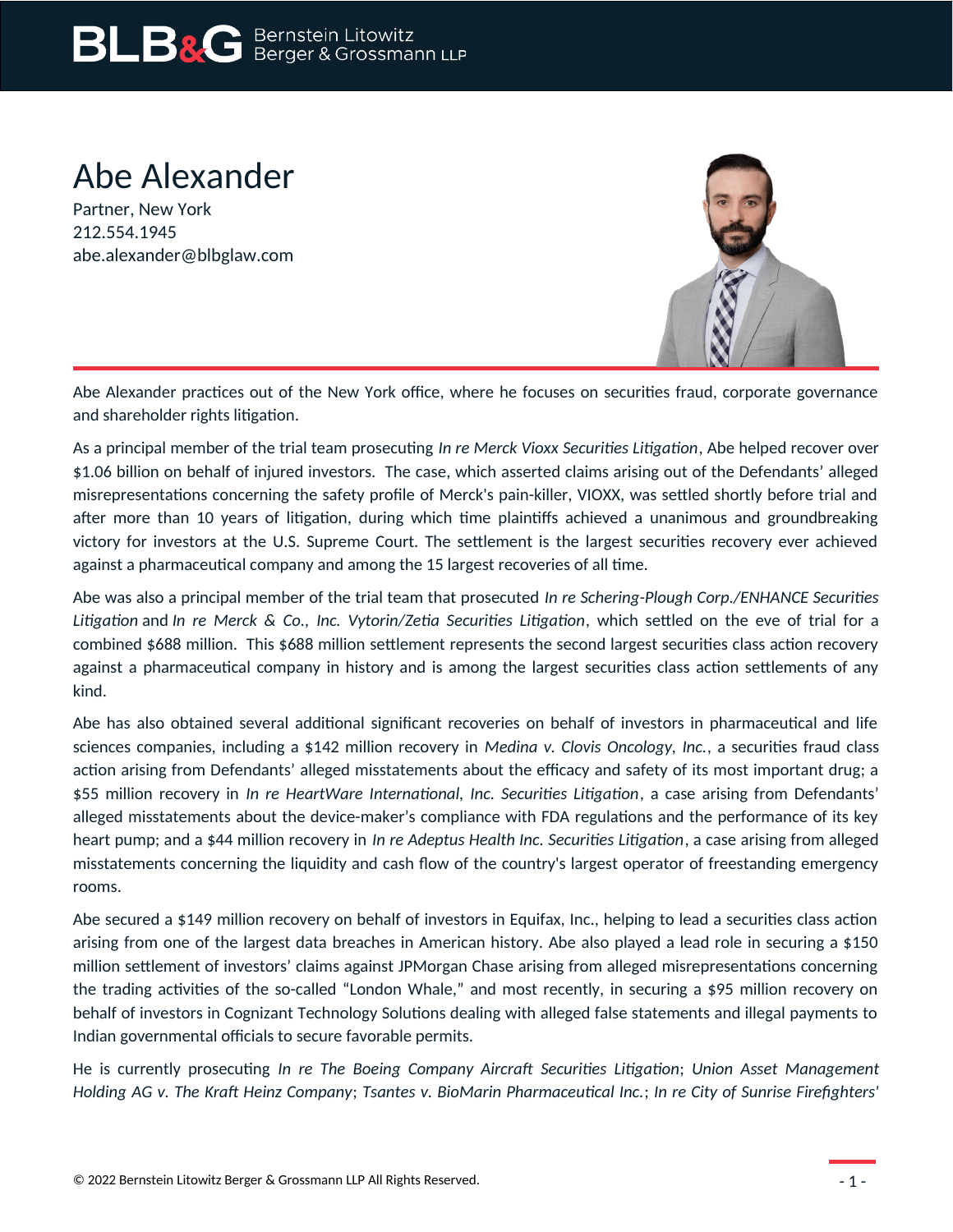# Abe Alexander

Partner, New York
212.554.1945
abe.alexander@blbglaw.com

Abe Alexander practices out of the New York office, where he focuses on securities fraud, corporate governance and shareholder rights litigation.

As a principal member of the trial team prosecuting *In re Merck Vioxx Securities Litigation*, Abe helped recover over $1.06 billion on behalf of injured investors. The case, which asserted claims arising out of the Defendants' alleged misrepresentations concerning the safety profile of Merck's pain-killer, VIOXX, was settled shortly before trial and after more than 10 years of litigation, during which time plaintiffs achieved a unanimous and groundbreaking victory for investors at the U.S. Supreme Court. The settlement is the largest securities recovery ever achieved against a pharmaceutical company and among the 15 largest recoveries of all time.

Abe was also a principal member of the trial team that prosecuted *In re Schering-Plough Corp./ENHANCE Securities Litigation* and *In re Merck & Co., Inc. Vytorin/Zetia Securities Litigation*, which settled on the eve of trial for a combined $688 million. This $688 million settlement represents the second largest securities class action recovery against a pharmaceutical company in history and is among the largest securities class action settlements of any kind.

Abe has also obtained several additional significant recoveries on behalf of investors in pharmaceutical and life sciences companies, including a $142 million recovery in *Medina v. Clovis Oncology, Inc.*, a securities fraud class action arising from Defendants' alleged misstatements about the efficacy and safety of its most important drug; a $55 million recovery in *In re HeartWare International, Inc. Securities Litigation*, a case arising from Defendants' alleged misstatements about the device-maker's compliance with FDA regulations and the performance of its key heart pump; and a $44 million recovery in *In re Adeptus Health Inc. Securities Litigation*, a case arising from alleged misstatements concerning the liquidity and cash flow of the country's largest operator of freestanding emergency rooms.

Abe secured a $149 million recovery on behalf of investors in Equifax, Inc., helping to lead a securities class action arising from one of the largest data breaches in American history. Abe also played a lead role in securing a $150 million settlement of investors' claims against JPMorgan Chase arising from alleged misrepresentations concerning the trading activities of the so-called "London Whale," and most recently, in securing a $95 million recovery on behalf of investors in Cognizant Technology Solutions dealing with alleged false statements and illegal payments to Indian governmental officials to secure favorable permits.

He is currently prosecuting *In re The Boeing Company Aircraft Securities Litigation*; *Union Asset Management Holding AG v. The Kraft Heinz Company*; *Tsantes v. BioMarin Pharmaceutical Inc.*; *In re City of Sunrise Firefighters'*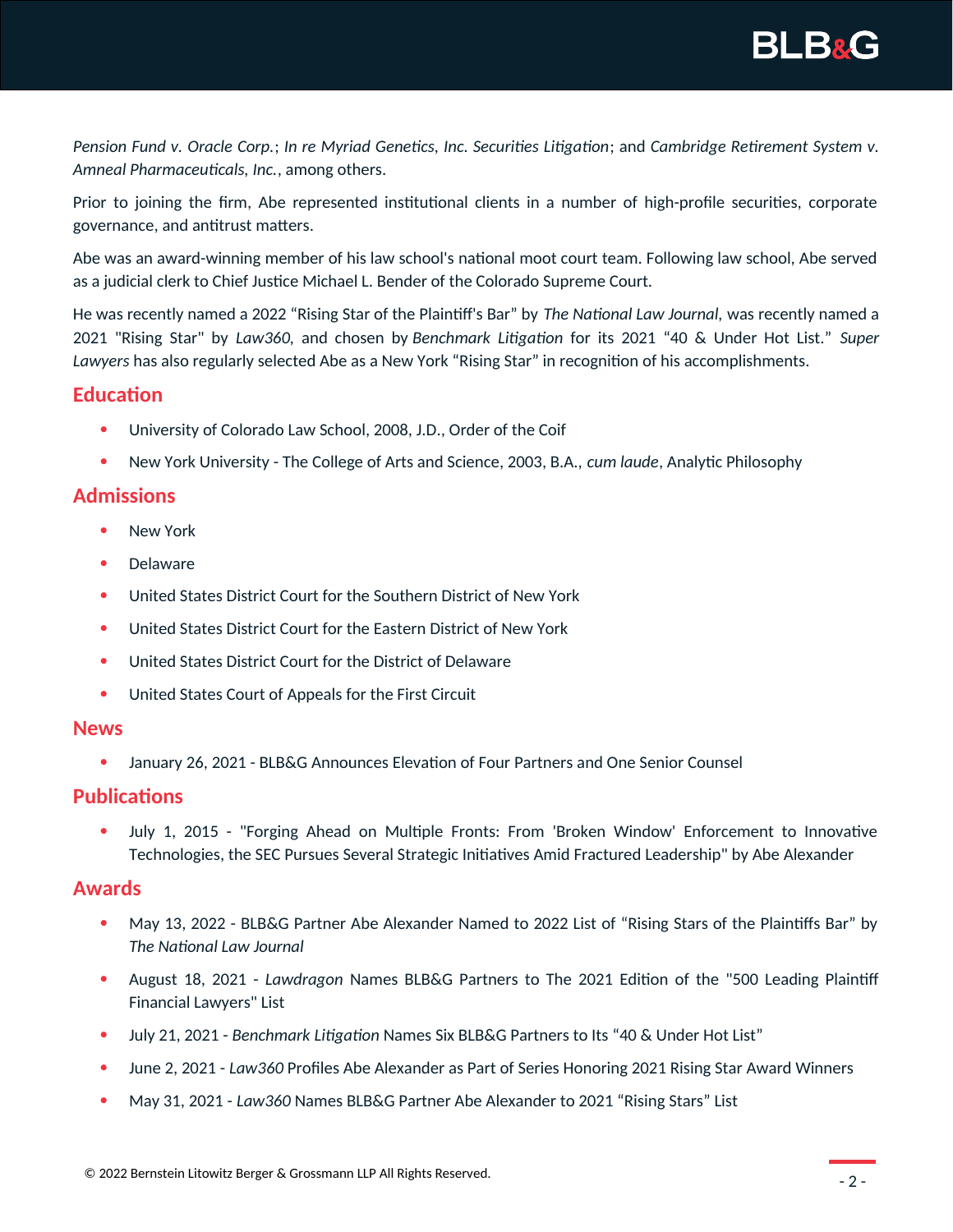*Pension Fund v. Oracle Corp.*; *In re Myriad Genetics, Inc. Securities Litigation*; and *Cambridge Retirement System v. Amneal Pharmaceuticals, Inc.*, among others.

Prior to joining the firm, Abe represented institutional clients in a number of high-profile securities, corporate governance, and antitrust matters.

Abe was an award-winning member of his law school's national moot court team. Following law school, Abe served as a judicial clerk to Chief Justice Michael L. Bender of the Colorado Supreme Court.

He was recently named a 2022 "Rising Star of the Plaintiff's Bar" by *The National Law Journal*, was recently named a 2021 "Rising Star" by *Law360*, and chosen by *Benchmark Litigation* for its 2021 "40 & Under Hot List." *Super Lawyers* has also regularly selected Abe as a New York "Rising Star" in recognition of his accomplishments.

## Education

- University of Colorado Law School, 2008, J.D., Order of the Coif
- New York University - The College of Arts and Science, 2003, B.A., *cum laude*, Analytic Philosophy

## Admissions

- New York
- Delaware
- United States District Court for the Southern District of New York
- United States District Court for the Eastern District of New York
- United States District Court for the District of Delaware
- United States Court of Appeals for the First Circuit

## News

- January 26, 2021 - BLB&G Announces Elevation of Four Partners and One Senior Counsel

## Publications

- July 1, 2015 - "Forging Ahead on Multiple Fronts: From 'Broken Window' Enforcement to Innovative Technologies, the SEC Pursues Several Strategic Initiatives Amid Fractured Leadership" by Abe Alexander

## Awards

- May 13, 2022 - BLB&G Partner Abe Alexander Named to 2022 List of "Rising Stars of the Plaintiffs Bar" by *The National Law Journal*
- August 18, 2021 - *Lawdragon* Names BLB&G Partners to The 2021 Edition of the "500 Leading Plaintiff Financial Lawyers" List
- July 21, 2021 - *Benchmark Litigation* Names Six BLB&G Partners to Its "40 & Under Hot List"
- June 2, 2021 - *Law360* Profiles Abe Alexander as Part of Series Honoring 2021 Rising Star Award Winners
- May 31, 2021 - *Law360* Names BLB&G Partner Abe Alexander to 2021 "Rising Stars" List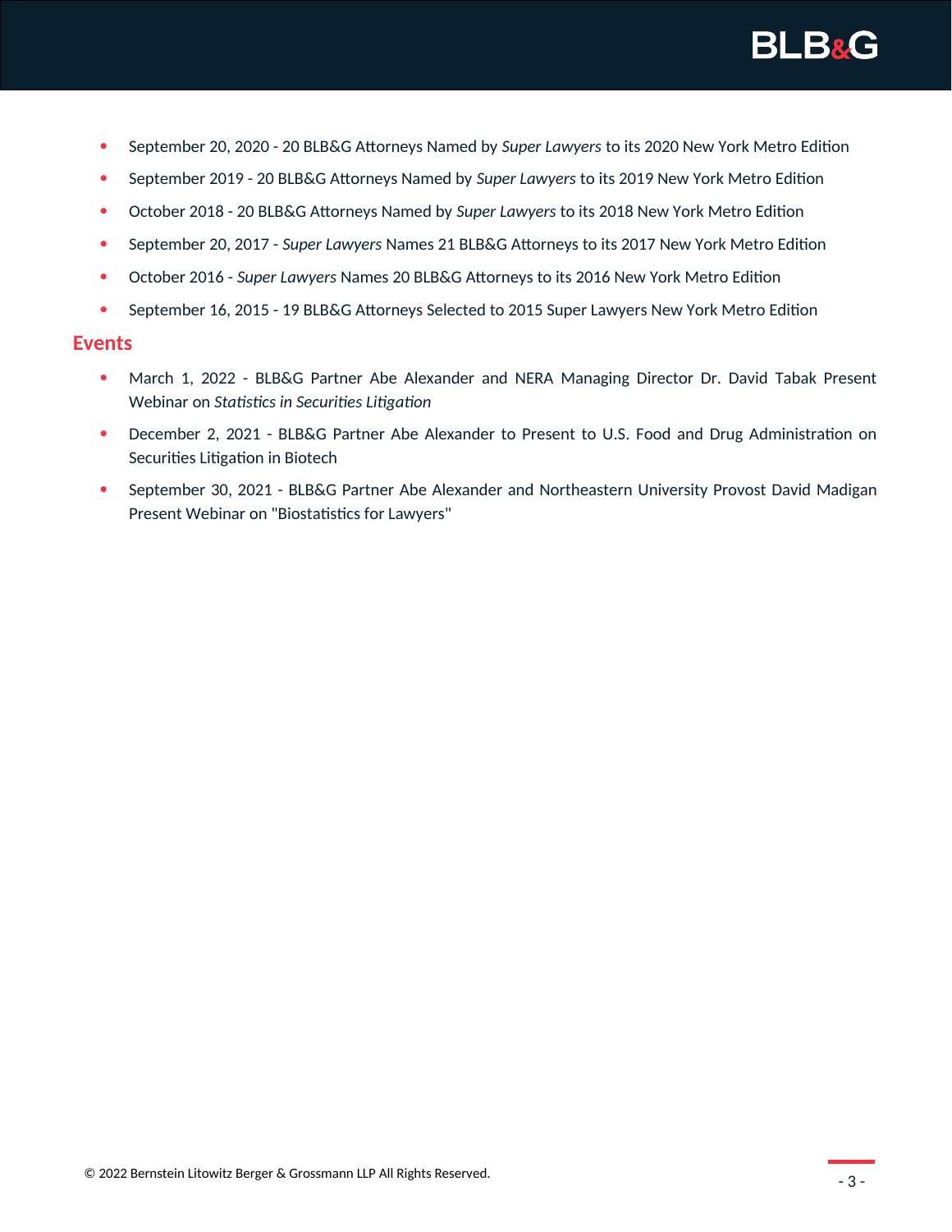- September 20, 2020 - 20 BLB&G Attorneys Named by *Super Lawyers* to its 2020 New York Metro Edition
- September 2019 - 20 BLB&G Attorneys Named by *Super Lawyers* to its 2019 New York Metro Edition
- October 2018 - 20 BLB&G Attorneys Named by *Super Lawyers* to its 2018 New York Metro Edition
- September 20, 2017 - *Super Lawyers* Names 21 BLB&G Attorneys to its 2017 New York Metro Edition
- October 2016 - *Super Lawyers* Names 20 BLB&G Attorneys to its 2016 New York Metro Edition
- September 16, 2015 - 19 BLB&G Attorneys Selected to 2015 Super Lawyers New York Metro Edition

## Events

- March 1, 2022 - BLB&G Partner Abe Alexander and NERA Managing Director Dr. David Tabak Present Webinar on *Statistics in Securities Litigation*
- December 2, 2021 - BLB&G Partner Abe Alexander to Present to U.S. Food and Drug Administration on Securities Litigation in Biotech
- September 30, 2021 - BLB&G Partner Abe Alexander and Northeastern University Provost David Madigan Present Webinar on "Biostatistics for Lawyers"